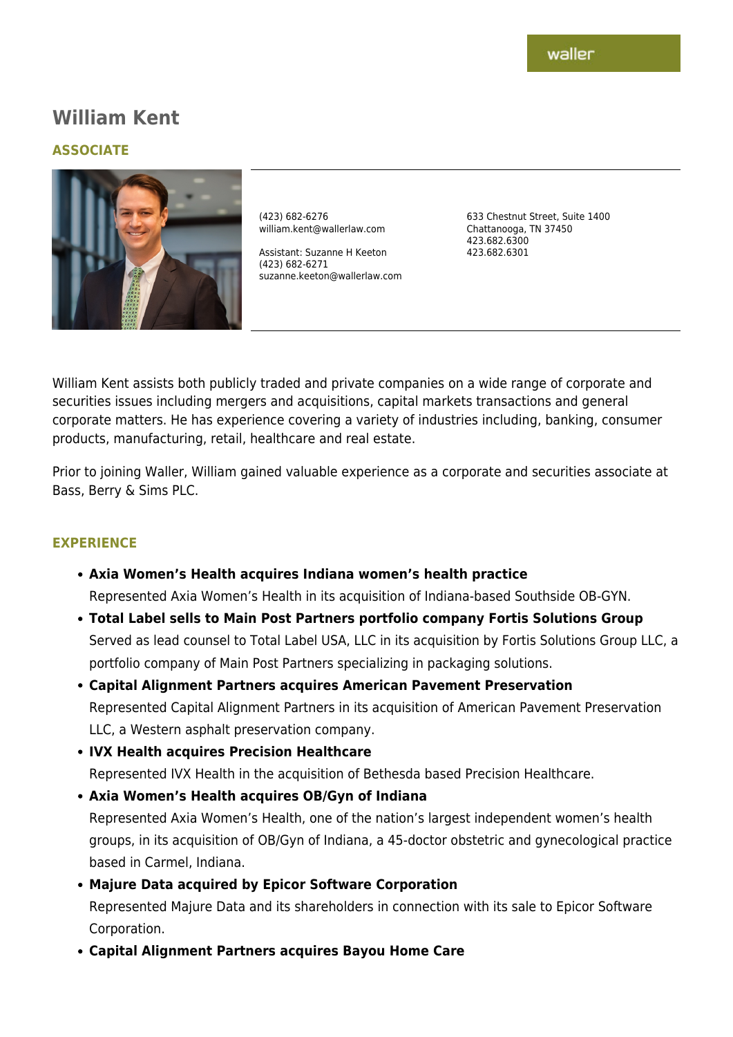waller

# William Kent

## ASSOCIATE

(423) 682-6276
william.kent@wallerlaw.com

Assistant: Suzanne H Keeton
(423) 682-6271
suzanne.keeton@wallerlaw.com

633 Chestnut Street, Suite 1400
Chattanooga, TN 37450
423.682.6300
423.682.6301

William Kent assists both publicly traded and private companies on a wide range of corporate and securities issues including mergers and acquisitions, capital markets transactions and general corporate matters. He has experience covering a variety of industries including, banking, consumer products, manufacturing, retail, healthcare and real estate.

Prior to joining Waller, William gained valuable experience as a corporate and securities associate at Bass, Berry & Sims PLC.

## EXPERIENCE

- **Axia Women's Health acquires Indiana women's health practice**
  Represented Axia Women's Health in its acquisition of Indiana-based Southside OB-GYN.
- **Total Label sells to Main Post Partners portfolio company Fortis Solutions Group**
  Served as lead counsel to Total Label USA, LLC in its acquisition by Fortis Solutions Group LLC, a portfolio company of Main Post Partners specializing in packaging solutions.
- **Capital Alignment Partners acquires American Pavement Preservation**
  Represented Capital Alignment Partners in its acquisition of American Pavement Preservation LLC, a Western asphalt preservation company.
- **IVX Health acquires Precision Healthcare**
  Represented IVX Health in the acquisition of Bethesda based Precision Healthcare.
- **Axia Women's Health acquires OB/Gyn of Indiana**
  Represented Axia Women's Health, one of the nation's largest independent women's health groups, in its acquisition of OB/Gyn of Indiana, a 45-doctor obstetric and gynecological practice based in Carmel, Indiana.
- **Majure Data acquired by Epicor Software Corporation**
  Represented Majure Data and its shareholders in connection with its sale to Epicor Software Corporation.
- **Capital Alignment Partners acquires Bayou Home Care**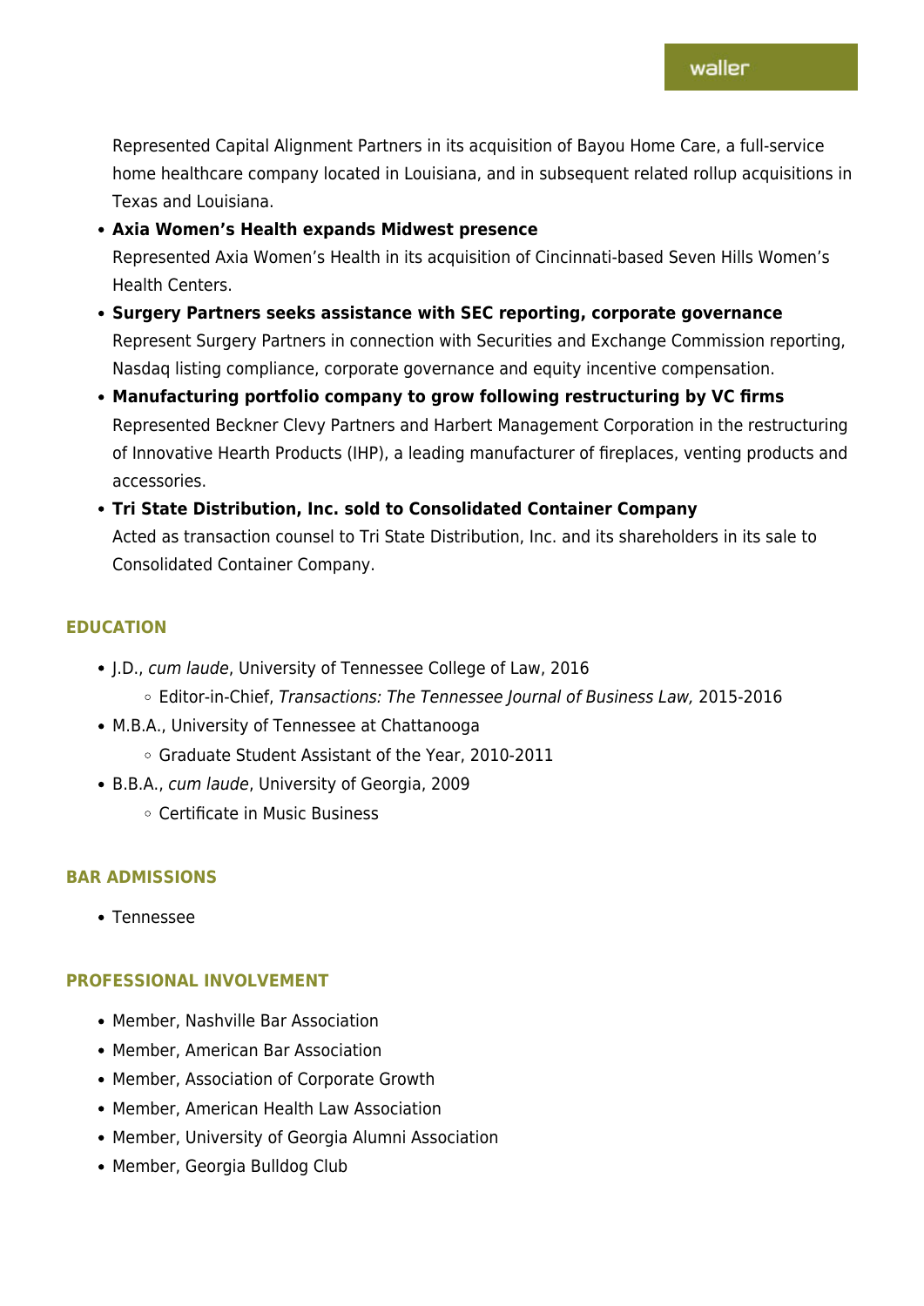Represented Capital Alignment Partners in its acquisition of Bayou Home Care, a full-service home healthcare company located in Louisiana, and in subsequent related rollup acquisitions in Texas and Louisiana.

- **Axia Women's Health expands Midwest presence**
  Represented Axia Women's Health in its acquisition of Cincinnati-based Seven Hills Women's Health Centers.
- **Surgery Partners seeks assistance with SEC reporting, corporate governance**
  Represent Surgery Partners in connection with Securities and Exchange Commission reporting, Nasdaq listing compliance, corporate governance and equity incentive compensation.
- **Manufacturing portfolio company to grow following restructuring by VC firms**
  Represented Beckner Clevy Partners and Harbert Management Corporation in the restructuring of Innovative Hearth Products (IHP), a leading manufacturer of fireplaces, venting products and accessories.
- **Tri State Distribution, Inc. sold to Consolidated Container Company**
  Acted as transaction counsel to Tri State Distribution, Inc. and its shareholders in its sale to Consolidated Container Company.

## EDUCATION

- J.D., *cum laude*, University of Tennessee College of Law, 2016
  - Editor-in-Chief, *Transactions: The Tennessee Journal of Business Law,* 2015-2016
- M.B.A., University of Tennessee at Chattanooga
  - Graduate Student Assistant of the Year, 2010-2011
- B.B.A., *cum laude*, University of Georgia, 2009
  - Certificate in Music Business

## BAR ADMISSIONS

- Tennessee

## PROFESSIONAL INVOLVEMENT

- Member, Nashville Bar Association
- Member, American Bar Association
- Member, Association of Corporate Growth
- Member, American Health Law Association
- Member, University of Georgia Alumni Association
- Member, Georgia Bulldog Club